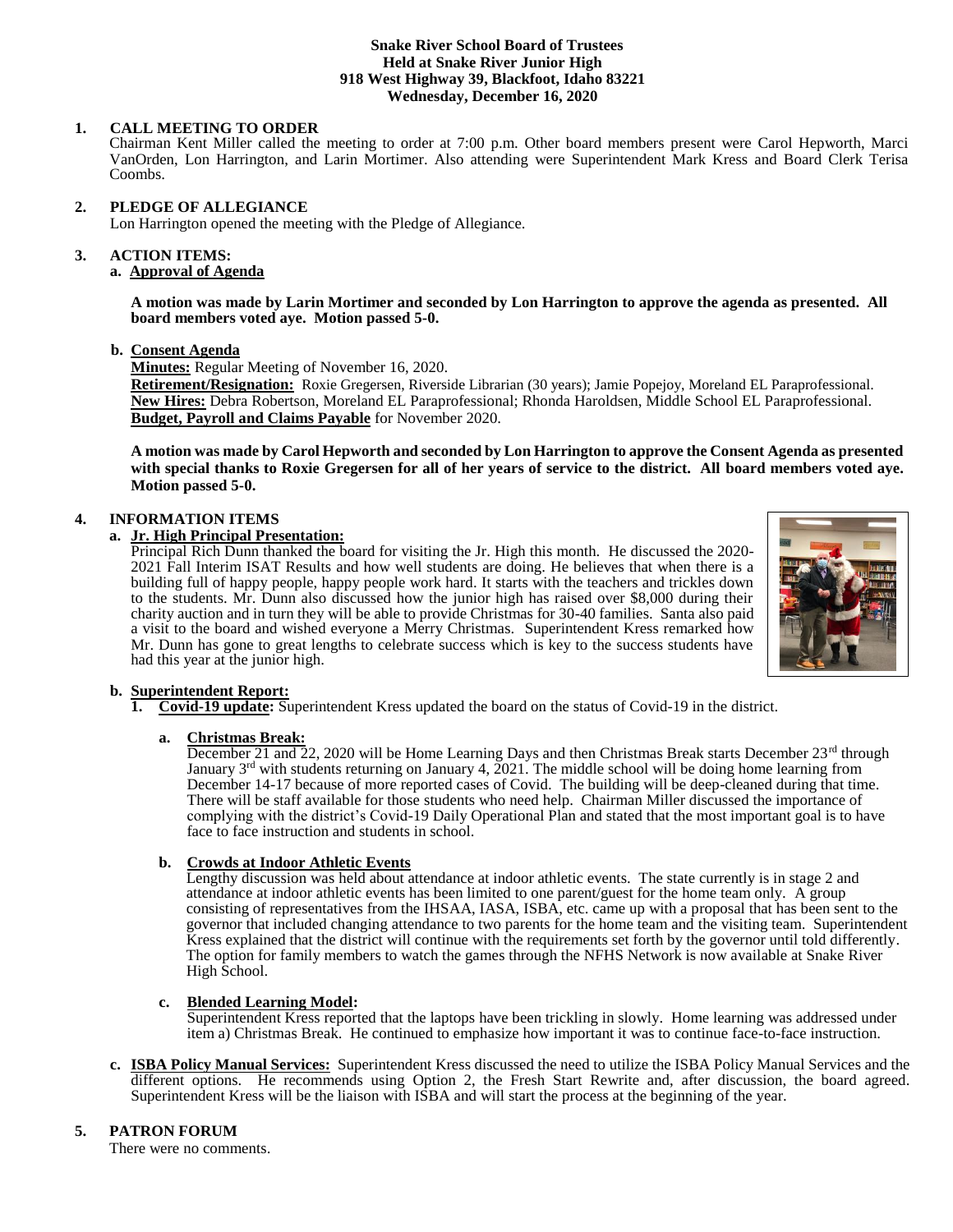**Snake River School Board of Trustees**
**Held at Snake River Junior High**
**918 West Highway 39, Blackfoot, Idaho 83221**
**Wednesday, December 16, 2020**

**1. CALL MEETING TO ORDER**

Chairman Kent Miller called the meeting to order at 7:00 p.m. Other board members present were Carol Hepworth, Marci VanOrden, Lon Harrington, and Larin Mortimer. Also attending were Superintendent Mark Kress and Board Clerk Terisa Coombs.

**2. PLEDGE OF ALLEGIANCE**

Lon Harrington opened the meeting with the Pledge of Allegiance.

**3. ACTION ITEMS:**

**a. Approval of Agenda**

**A motion was made by Larin Mortimer and seconded by Lon Harrington to approve the agenda as presented. All board members voted aye. Motion passed 5-0.**

**b. Consent Agenda**

**Minutes:** Regular Meeting of November 16, 2020.
**Retirement/Resignation:** Roxie Gregersen, Riverside Librarian (30 years); Jamie Popejoy, Moreland EL Paraprofessional.
**New Hires:** Debra Robertson, Moreland EL Paraprofessional; Rhonda Haroldsen, Middle School EL Paraprofessional.
**Budget, Payroll and Claims Payable** for November 2020.

**A motion was made by Carol Hepworth and seconded by Lon Harrington to approve the Consent Agenda as presented with special thanks to Roxie Gregersen for all of her years of service to the district. All board members voted aye. Motion passed 5-0.**

**4. INFORMATION ITEMS**

**a. Jr. High Principal Presentation:**

Principal Rich Dunn thanked the board for visiting the Jr. High this month. He discussed the 2020-2021 Fall Interim ISAT Results and how well students are doing. He believes that when there is a building full of happy people, happy people work hard. It starts with the teachers and trickles down to the students. Mr. Dunn also discussed how the junior high has raised over $8,000 during their charity auction and in turn they will be able to provide Christmas for 30-40 families. Santa also paid a visit to the board and wished everyone a Merry Christmas. Superintendent Kress remarked how Mr. Dunn has gone to great lengths to celebrate success which is key to the success students have had this year at the junior high.

**b. Superintendent Report:**

**1. Covid-19 update:** Superintendent Kress updated the board on the status of Covid-19 in the district.

**a. Christmas Break:**

December 21 and 22, 2020 will be Home Learning Days and then Christmas Break starts December 23rd through January 3rd with students returning on January 4, 2021. The middle school will be doing home learning from December 14-17 because of more reported cases of Covid. The building will be deep-cleaned during that time. There will be staff available for those students who need help. Chairman Miller discussed the importance of complying with the district's Covid-19 Daily Operational Plan and stated that the most important goal is to have face to face instruction and students in school.

**b. Crowds at Indoor Athletic Events**

Lengthy discussion was held about attendance at indoor athletic events. The state currently is in stage 2 and attendance at indoor athletic events has been limited to one parent/guest for the home team only. A group consisting of representatives from the IHSAA, IASA, ISBA, etc. came up with a proposal that has been sent to the governor that included changing attendance to two parents for the home team and the visiting team. Superintendent Kress explained that the district will continue with the requirements set forth by the governor until told differently. The option for family members to watch the games through the NFHS Network is now available at Snake River High School.

**c. Blended Learning Model:**

Superintendent Kress reported that the laptops have been trickling in slowly. Home learning was addressed under item a) Christmas Break. He continued to emphasize how important it was to continue face-to-face instruction.

**c. ISBA Policy Manual Services:** Superintendent Kress discussed the need to utilize the ISBA Policy Manual Services and the different options. He recommends using Option 2, the Fresh Start Rewrite and, after discussion, the board agreed. Superintendent Kress will be the liaison with ISBA and will start the process at the beginning of the year.

**5. PATRON FORUM**

There were no comments.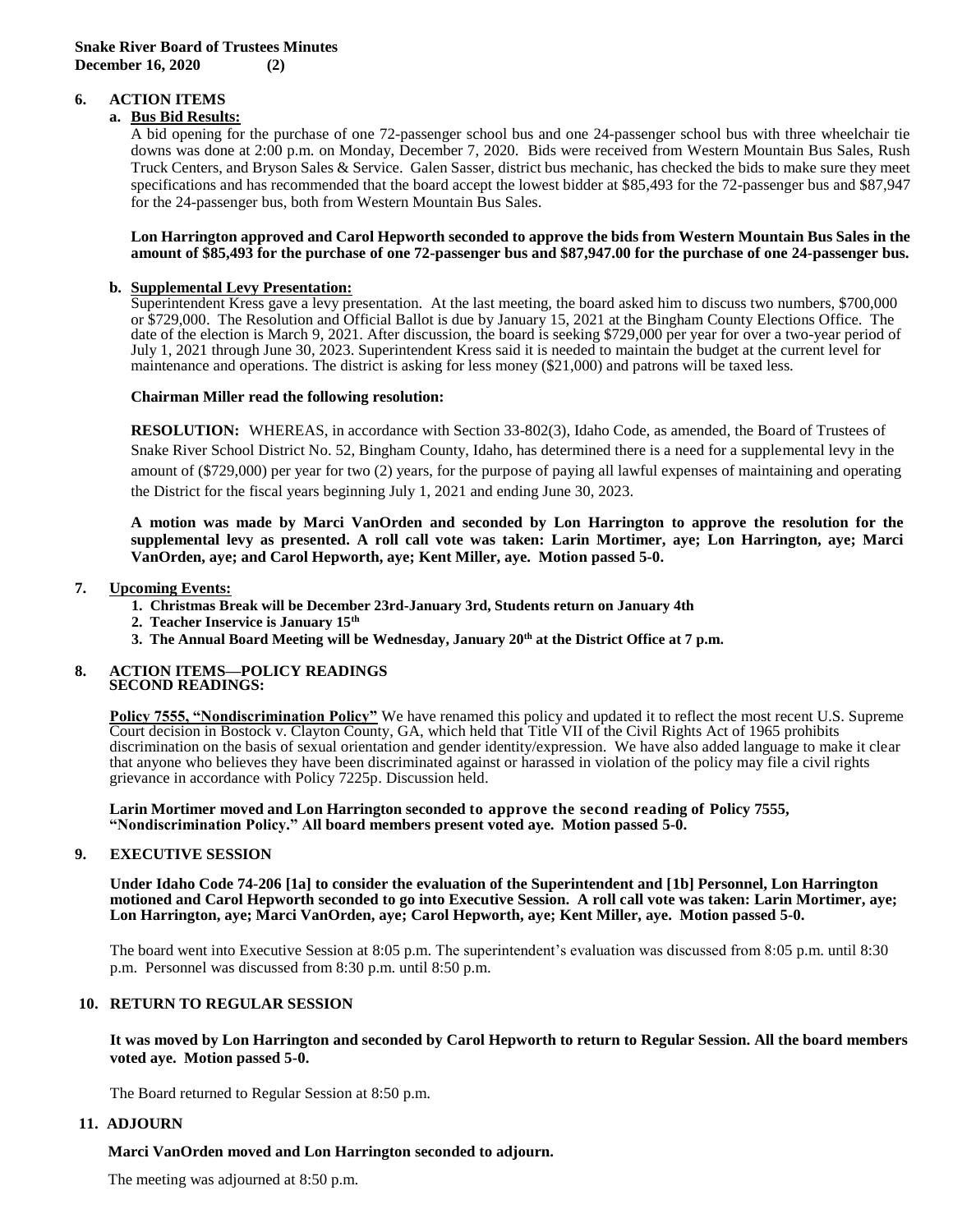**6. ACTION ITEMS**

**a. Bus Bid Results:**

A bid opening for the purchase of one 72-passenger school bus and one 24-passenger school bus with three wheelchair tie downs was done at 2:00 p.m. on Monday, December 7, 2020. Bids were received from Western Mountain Bus Sales, Rush Truck Centers, and Bryson Sales & Service. Galen Sasser, district bus mechanic, has checked the bids to make sure they meet specifications and has recommended that the board accept the lowest bidder at $85,493 for the 72-passenger bus and $87,947 for the 24-passenger bus, both from Western Mountain Bus Sales.

**Lon Harrington approved and Carol Hepworth seconded to approve the bids from Western Mountain Bus Sales in the amount of $85,493 for the purchase of one 72-passenger bus and $87,947.00 for the purchase of one 24-passenger bus.**

**b. Supplemental Levy Presentation:**

Superintendent Kress gave a levy presentation. At the last meeting, the board asked him to discuss two numbers, $700,000 or $729,000. The Resolution and Official Ballot is due by January 15, 2021 at the Bingham County Elections Office. The date of the election is March 9, 2021. After discussion, the board is seeking $729,000 per year for over a two-year period of July 1, 2021 through June 30, 2023. Superintendent Kress said it is needed to maintain the budget at the current level for maintenance and operations. The district is asking for less money ($21,000) and patrons will be taxed less.

**Chairman Miller read the following resolution:**

**RESOLUTION:** WHEREAS, in accordance with Section 33-802(3), Idaho Code, as amended, the Board of Trustees of Snake River School District No. 52, Bingham County, Idaho, has determined there is a need for a supplemental levy in the amount of ($729,000) per year for two (2) years, for the purpose of paying all lawful expenses of maintaining and operating the District for the fiscal years beginning July 1, 2021 and ending June 30, 2023.

**A motion was made by Marci VanOrden and seconded by Lon Harrington to approve the resolution for the supplemental levy as presented. A roll call vote was taken: Larin Mortimer, aye; Lon Harrington, aye; Marci VanOrden, aye; and Carol Hepworth, aye; Kent Miller, aye. Motion passed 5-0.**

**7. Upcoming Events:**

1. **Christmas Break will be December 23rd-January 3rd, Students return on January 4th**
2. **Teacher Inservice is January 15th**
3. **The Annual Board Meeting will be Wednesday, January 20th at the District Office at 7 p.m.**

**8. ACTION ITEMS—POLICY READINGS**
**SECOND READINGS:**

**Policy 7555, "Nondiscrimination Policy"** We have renamed this policy and updated it to reflect the most recent U.S. Supreme Court decision in Bostock v. Clayton County, GA, which held that Title VII of the Civil Rights Act of 1965 prohibits discrimination on the basis of sexual orientation and gender identity/expression. We have also added language to make it clear that anyone who believes they have been discriminated against or harassed in violation of the policy may file a civil rights grievance in accordance with Policy 7225p. Discussion held.

**Larin Mortimer moved and Lon Harrington seconded to approve the second reading of Policy 7555, "Nondiscrimination Policy." All board members present voted aye. Motion passed 5-0.**

**9. EXECUTIVE SESSION**

**Under Idaho Code 74-206 [1a] to consider the evaluation of the Superintendent and [1b] Personnel, Lon Harrington motioned and Carol Hepworth seconded to go into Executive Session. A roll call vote was taken: Larin Mortimer, aye; Lon Harrington, aye; Marci VanOrden, aye; Carol Hepworth, aye; Kent Miller, aye. Motion passed 5-0.**

The board went into Executive Session at 8:05 p.m. The superintendent's evaluation was discussed from 8:05 p.m. until 8:30 p.m. Personnel was discussed from 8:30 p.m. until 8:50 p.m.

**10. RETURN TO REGULAR SESSION**

**It was moved by Lon Harrington and seconded by Carol Hepworth to return to Regular Session. All the board members voted aye. Motion passed 5-0.**

The Board returned to Regular Session at 8:50 p.m.

**11. ADJOURN**

**Marci VanOrden moved and Lon Harrington seconded to adjourn.**

The meeting was adjourned at 8:50 p.m.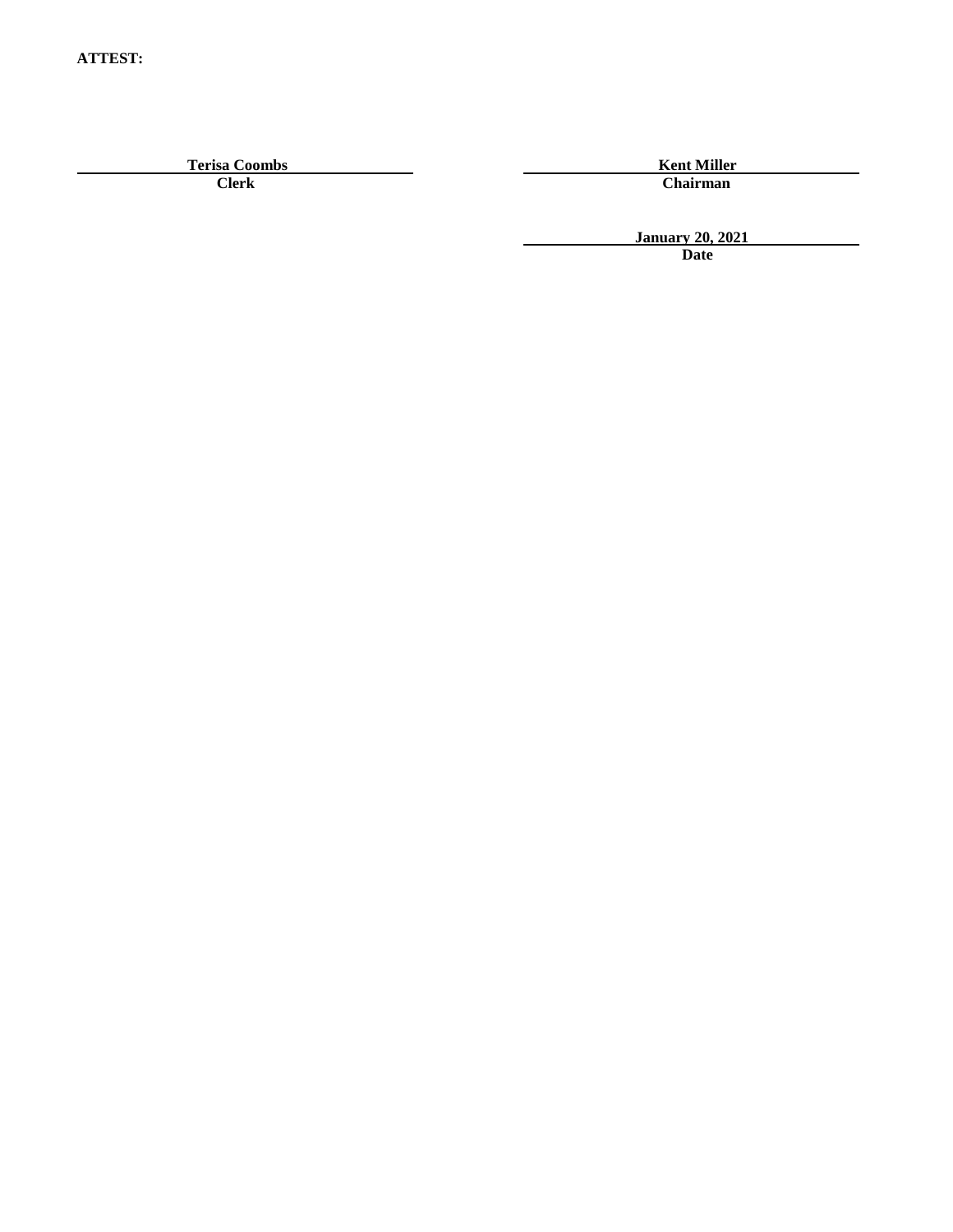**ATTEST:**

| | |
|---|---|
| **Terisa Coombs** | **Kent Miller** |
| **Clerk** | **Chairman** |
| | **January 20, 2021** |
| | **Date** |